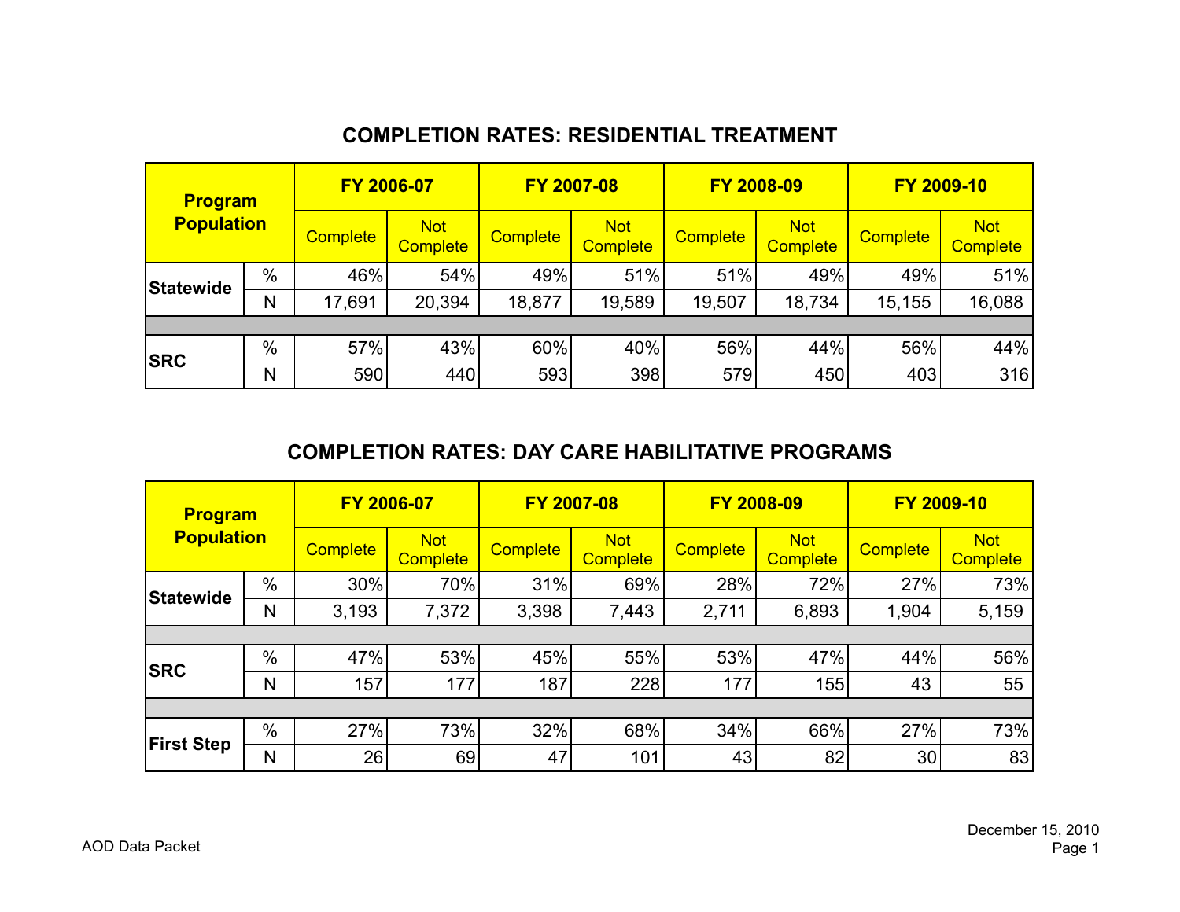## COMPLETION RATES: RESIDENTIAL TREATMENT

| Program Population | | FY 2006-07 | | FY 2007-08 | | FY 2008-09 | | FY 2009-10 | |
|---|---|---|---|---|---|---|---|---|---|
| | | Complete | Not Complete | Complete | Not Complete | Complete | Not Complete | Complete | Not Complete |
| Statewide | % | 46% | 54% | 49% | 51% | 51% | 49% | 49% | 51% |
| | N | 17,691 | 20,394 | 18,877 | 19,589 | 19,507 | 18,734 | 15,155 | 16,088 |
| SRC | % | 57% | 43% | 60% | 40% | 56% | 44% | 56% | 44% |
| | N | 590 | 440 | 593 | 398 | 579 | 450 | 403 | 316 |

## COMPLETION RATES: DAY CARE HABILITATIVE PROGRAMS

| Program Population | | FY 2006-07 | | FY 2007-08 | | FY 2008-09 | | FY 2009-10 | |
|---|---|---|---|---|---|---|---|---|---|
| | | Complete | Not Complete | Complete | Not Complete | Complete | Not Complete | Complete | Not Complete |
| Statewide | % | 30% | 70% | 31% | 69% | 28% | 72% | 27% | 73% |
| | N | 3,193 | 7,372 | 3,398 | 7,443 | 2,711 | 6,893 | 1,904 | 5,159 |
| SRC | % | 47% | 53% | 45% | 55% | 53% | 47% | 44% | 56% |
| | N | 157 | 177 | 187 | 228 | 177 | 155 | 43 | 55 |
| First Step | % | 27% | 73% | 32% | 68% | 34% | 66% | 27% | 73% |
| | N | 26 | 69 | 47 | 101 | 43 | 82 | 30 | 83 |

AOD Data Packet

December 15, 2010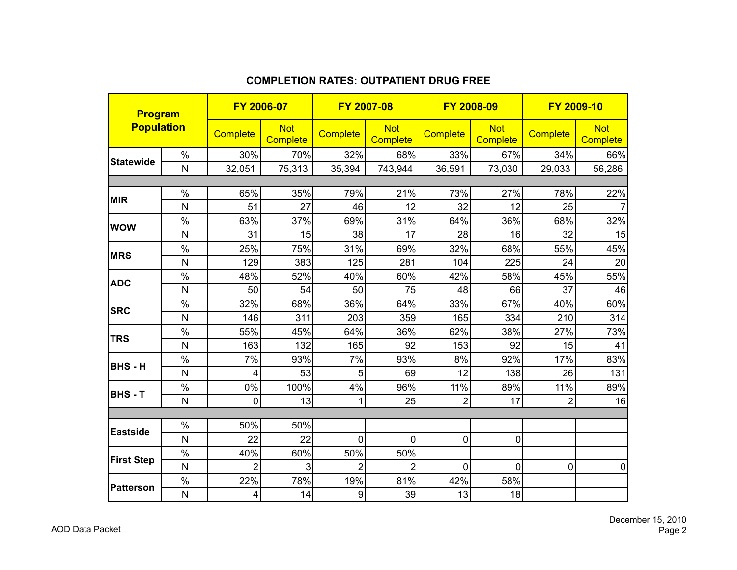## COMPLETION RATES: OUTPATIENT DRUG FREE

| Program Population | | FY 2006-07 | | FY 2007-08 | | FY 2008-09 | | FY 2009-10 | |
|---|---|---|---|---|---|---|---|---|---|
| | | Complete | Not Complete | Complete | Not Complete | Complete | Not Complete | Complete | Not Complete |
| Statewide | % | 30% | 70% | 32% | 68% | 33% | 67% | 34% | 66% |
| | N | 32,051 | 75,313 | 35,394 | 743,944 | 36,591 | 73,030 | 29,033 | 56,286 |
| | | | | | | | | | |
| MIR | % | 65% | 35% | 79% | 21% | 73% | 27% | 78% | 22% |
| | N | 51 | 27 | 46 | 12 | 32 | 12 | 25 | 7 |
| WOW | % | 63% | 37% | 69% | 31% | 64% | 36% | 68% | 32% |
| | N | 31 | 15 | 38 | 17 | 28 | 16 | 32 | 15 |
| MRS | % | 25% | 75% | 31% | 69% | 32% | 68% | 55% | 45% |
| | N | 129 | 383 | 125 | 281 | 104 | 225 | 24 | 20 |
| ADC | % | 48% | 52% | 40% | 60% | 42% | 58% | 45% | 55% |
| | N | 50 | 54 | 50 | 75 | 48 | 66 | 37 | 46 |
| SRC | % | 32% | 68% | 36% | 64% | 33% | 67% | 40% | 60% |
| | N | 146 | 311 | 203 | 359 | 165 | 334 | 210 | 314 |
| TRS | % | 55% | 45% | 64% | 36% | 62% | 38% | 27% | 73% |
| | N | 163 | 132 | 165 | 92 | 153 | 92 | 15 | 41 |
| BHS - H | % | 7% | 93% | 7% | 93% | 8% | 92% | 17% | 83% |
| | N | 4 | 53 | 5 | 69 | 12 | 138 | 26 | 131 |
| BHS - T | % | 0% | 100% | 4% | 96% | 11% | 89% | 11% | 89% |
| | N | 0 | 13 | 1 | 25 | 2 | 17 | 2 | 16 |
| | | | | | | | | | |
| Eastside | % | 50% | 50% | | | | | | |
| | N | 22 | 22 | 0 | 0 | 0 | 0 | | |
| First Step | % | 40% | 60% | 50% | 50% | | | | |
| | N | 2 | 3 | 2 | 2 | 0 | 0 | 0 | 0 |
| Patterson | % | 22% | 78% | 19% | 81% | 42% | 58% | | |
| | N | 4 | 14 | 9 | 39 | 13 | 18 | | |

AOD Data Packet

December 15, 2010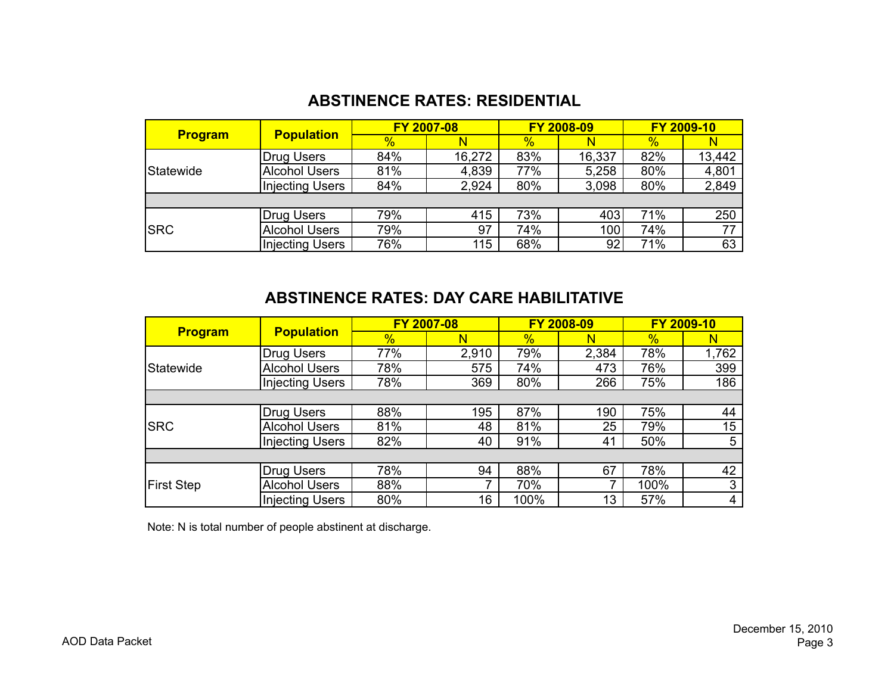## ABSTINENCE RATES: RESIDENTIAL

| Program | Population | FY 2007-08 | | FY 2008-09 | | FY 2009-10 | |
|---|---|---|---|---|---|---|---|
| | | % | N | % | N | % | N |
| Statewide | Drug Users | 84% | 16,272 | 83% | 16,337 | 82% | 13,442 |
| | Alcohol Users | 81% | 4,839 | 77% | 5,258 | 80% | 4,801 |
| | Injecting Users | 84% | 2,924 | 80% | 3,098 | 80% | 2,849 |
| | | | | | | | |
| SRC | Drug Users | 79% | 415 | 73% | 403 | 71% | 250 |
| | Alcohol Users | 79% | 97 | 74% | 100 | 74% | 77 |
| | Injecting Users | 76% | 115 | 68% | 92 | 71% | 63 |

## ABSTINENCE RATES: DAY CARE HABILITATIVE

| Program | Population | FY 2007-08 | | FY 2008-09 | | FY 2009-10 | |
|---|---|---|---|---|---|---|---|
| | | % | N | % | N | % | N |
| Statewide | Drug Users | 77% | 2,910 | 79% | 2,384 | 78% | 1,762 |
| | Alcohol Users | 78% | 575 | 74% | 473 | 76% | 399 |
| | Injecting Users | 78% | 369 | 80% | 266 | 75% | 186 |
| | | | | | | | |
| SRC | Drug Users | 88% | 195 | 87% | 190 | 75% | 44 |
| | Alcohol Users | 81% | 48 | 81% | 25 | 79% | 15 |
| | Injecting Users | 82% | 40 | 91% | 41 | 50% | 5 |
| | | | | | | | |
| First Step | Drug Users | 78% | 94 | 88% | 67 | 78% | 42 |
| | Alcohol Users | 88% | 7 | 70% | 7 | 100% | 3 |
| | Injecting Users | 80% | 16 | 100% | 13 | 57% | 4 |

Note: N is total number of people abstinent at discharge.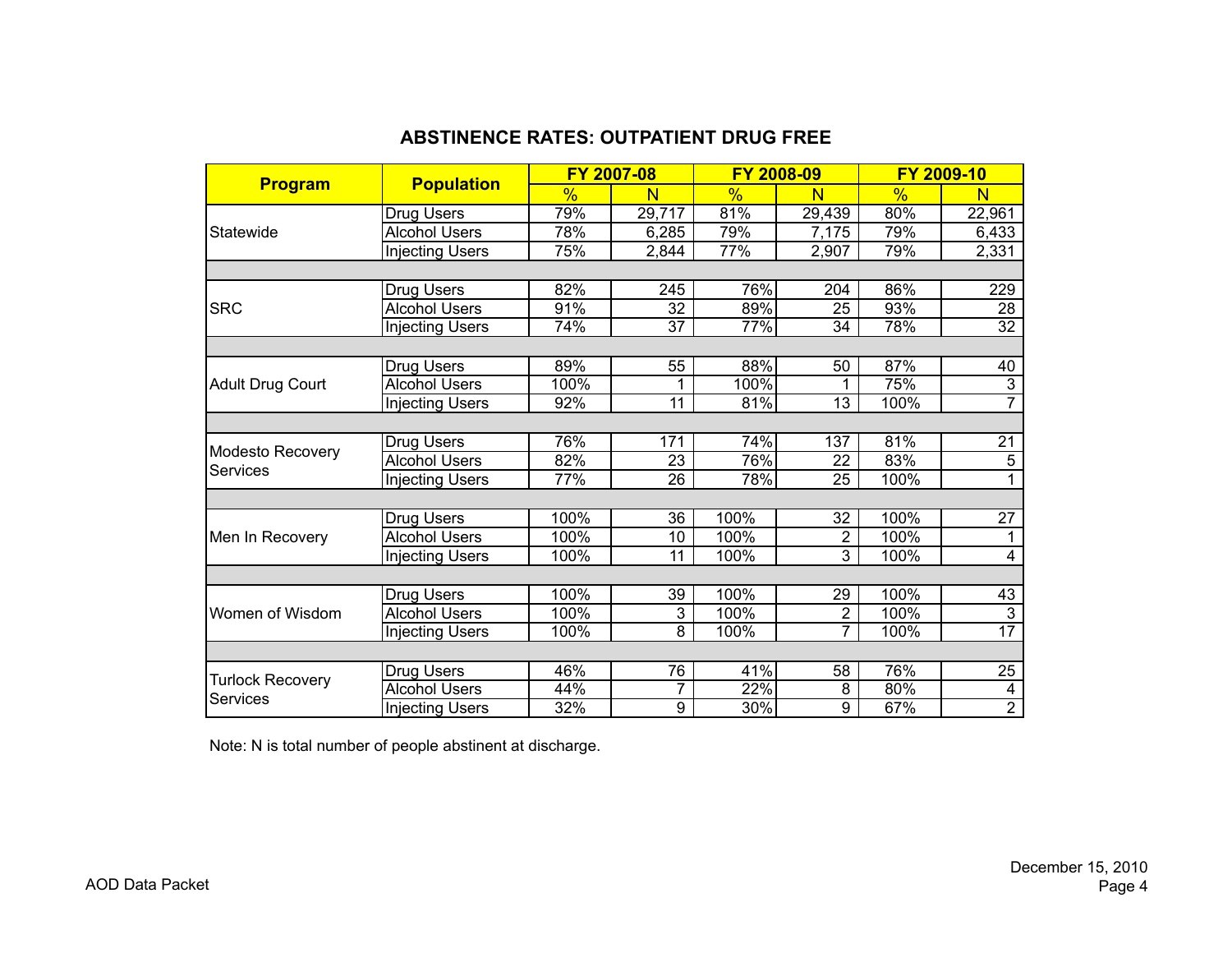## ABSTINENCE RATES: OUTPATIENT DRUG FREE

| Program | Population | FY 2007-08 | | FY 2008-09 | | FY 2009-10 | |
|---|---|---|---|---|---|---|---|
| | | % | N | % | N | % | N |
| Statewide | Drug Users | 79% | 29,717 | 81% | 29,439 | 80% | 22,961 |
| | Alcohol Users | 78% | 6,285 | 79% | 7,175 | 79% | 6,433 |
| | Injecting Users | 75% | 2,844 | 77% | 2,907 | 79% | 2,331 |
| SRC | Drug Users | 82% | 245 | 76% | 204 | 86% | 229 |
| | Alcohol Users | 91% | 32 | 89% | 25 | 93% | 28 |
| | Injecting Users | 74% | 37 | 77% | 34 | 78% | 32 |
| Adult Drug Court | Drug Users | 89% | 55 | 88% | 50 | 87% | 40 |
| | Alcohol Users | 100% | 1 | 100% | 1 | 75% | 3 |
| | Injecting Users | 92% | 11 | 81% | 13 | 100% | 7 |
| Modesto Recovery Services | Drug Users | 76% | 171 | 74% | 137 | 81% | 21 |
| | Alcohol Users | 82% | 23 | 76% | 22 | 83% | 5 |
| | Injecting Users | 77% | 26 | 78% | 25 | 100% | 1 |
| Men In Recovery | Drug Users | 100% | 36 | 100% | 32 | 100% | 27 |
| | Alcohol Users | 100% | 10 | 100% | 2 | 100% | 1 |
| | Injecting Users | 100% | 11 | 100% | 3 | 100% | 4 |
| Women of Wisdom | Drug Users | 100% | 39 | 100% | 29 | 100% | 43 |
| | Alcohol Users | 100% | 3 | 100% | 2 | 100% | 3 |
| | Injecting Users | 100% | 8 | 100% | 7 | 100% | 17 |
| Turlock Recovery Services | Drug Users | 46% | 76 | 41% | 58 | 76% | 25 |
| | Alcohol Users | 44% | 7 | 22% | 8 | 80% | 4 |
| | Injecting Users | 32% | 9 | 30% | 9 | 67% | 2 |

Note: N is total number of people abstinent at discharge.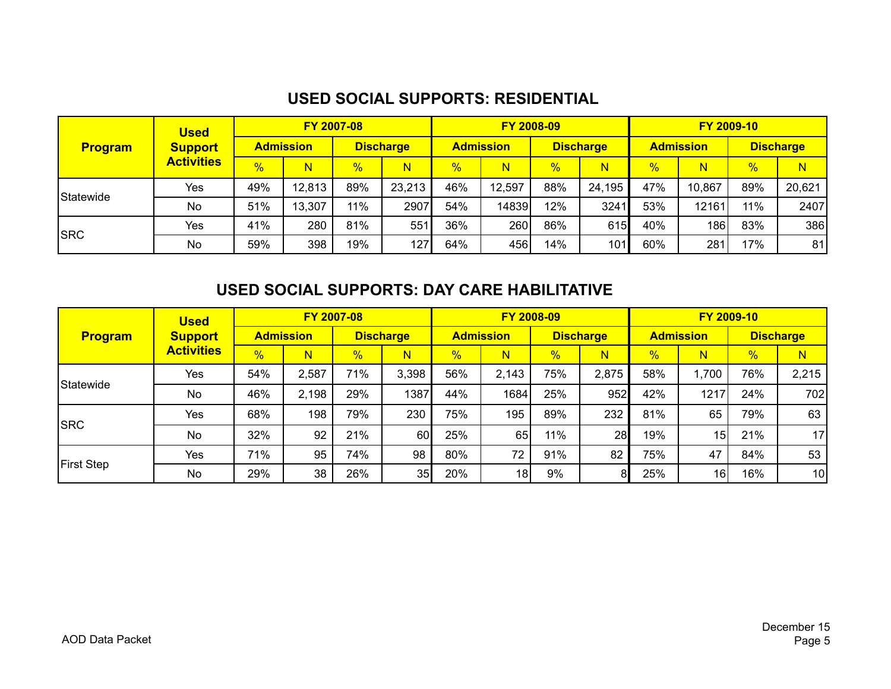## USED SOCIAL SUPPORTS: RESIDENTIAL

| Program | Used Support Activities | FY 2007-08 | | | | FY 2008-09 | | | | FY 2009-10 | | | |
|---|---|---|---|---|---|---|---|---|---|---|---|---|---|
| | | Admission | | Discharge | | Admission | | Discharge | | Admission | | Discharge | |
| | | % | N | % | N | % | N | % | N | % | N | % | N |
| Statewide | Yes | 49% | 12,813 | 89% | 23,213 | 46% | 12,597 | 88% | 24,195 | 47% | 10,867 | 89% | 20,621 |
| | No | 51% | 13,307 | 11% | 2907 | 54% | 14839 | 12% | 3241 | 53% | 12161 | 11% | 2407 |
| SRC | Yes | 41% | 280 | 81% | 551 | 36% | 260 | 86% | 615 | 40% | 186 | 83% | 386 |
| | No | 59% | 398 | 19% | 127 | 64% | 456 | 14% | 101 | 60% | 281 | 17% | 81 |

## USED SOCIAL SUPPORTS: DAY CARE HABILITATIVE

| Program | Used Support Activities | FY 2007-08 | | | | FY 2008-09 | | | | FY 2009-10 | | | |
|---|---|---|---|---|---|---|---|---|---|---|---|---|---|
| | | Admission | | Discharge | | Admission | | Discharge | | Admission | | Discharge | |
| | | % | N | % | N | % | N | % | N | % | N | % | N |
| Statewide | Yes | 54% | 2,587 | 71% | 3,398 | 56% | 2,143 | 75% | 2,875 | 58% | 1,700 | 76% | 2,215 |
| | No | 46% | 2,198 | 29% | 1387 | 44% | 1684 | 25% | 952 | 42% | 1217 | 24% | 702 |
| SRC | Yes | 68% | 198 | 79% | 230 | 75% | 195 | 89% | 232 | 81% | 65 | 79% | 63 |
| | No | 32% | 92 | 21% | 60 | 25% | 65 | 11% | 28 | 19% | 15 | 21% | 17 |
| First Step | Yes | 71% | 95 | 74% | 98 | 80% | 72 | 91% | 82 | 75% | 47 | 84% | 53 |
| | No | 29% | 38 | 26% | 35 | 20% | 18 | 9% | 8 | 25% | 16 | 16% | 10 |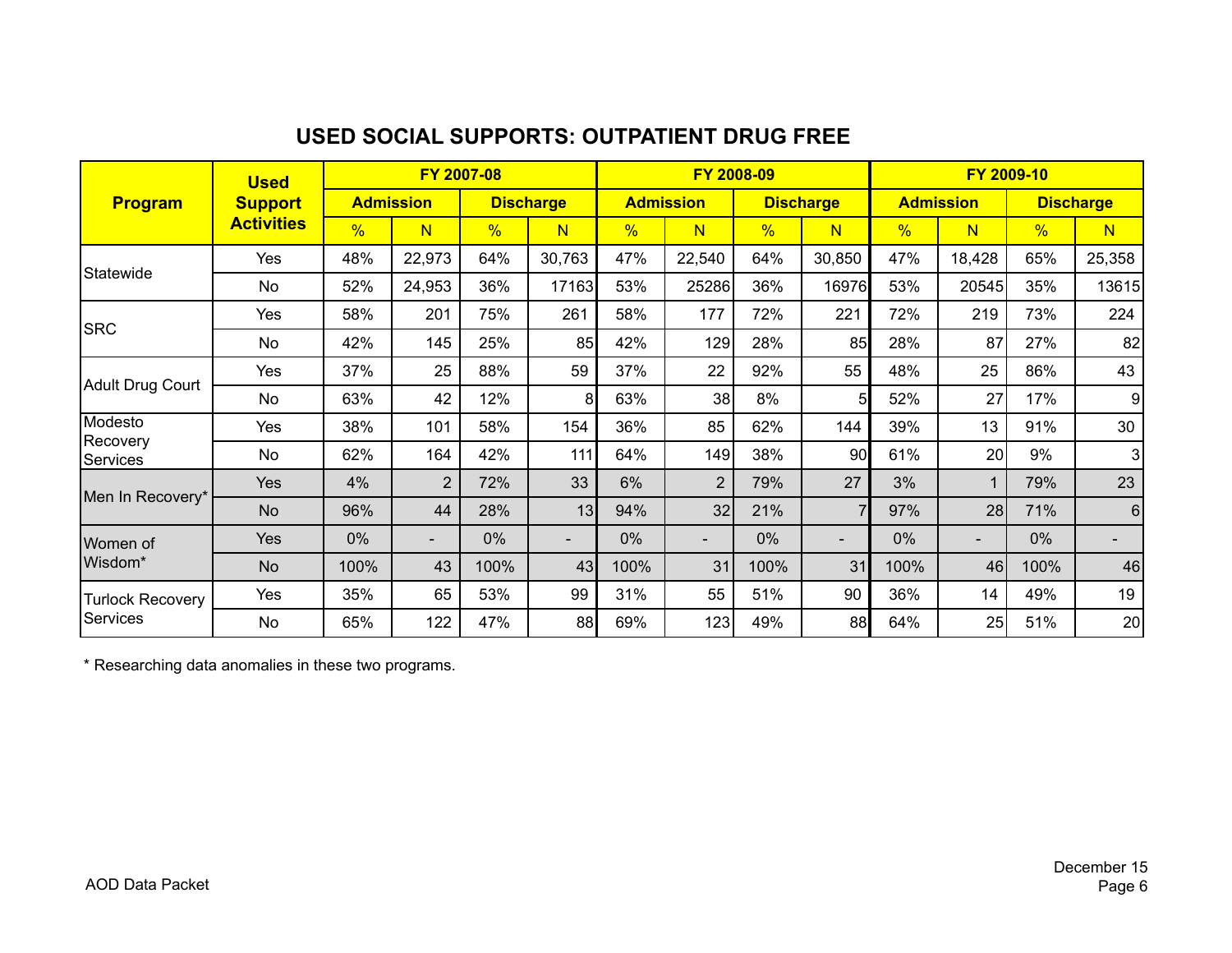# USED SOCIAL SUPPORTS: OUTPATIENT DRUG FREE

| Program | Used Support Activities | FY 2007-08 | | | | FY 2008-09 | | | | FY 2009-10 | | | |
|---|---|---|---|---|---|---|---|---|---|---|---|---|---|
| | | Admission | | Discharge | | Admission | | Discharge | | Admission | | Discharge | |
| | | % | N | % | N | % | N | % | N | % | N | % | N |
| Statewide | Yes | 48% | 22,973 | 64% | 30,763 | 47% | 22,540 | 64% | 30,850 | 47% | 18,428 | 65% | 25,358 |
| | No | 52% | 24,953 | 36% | 17163 | 53% | 25286 | 36% | 16976 | 53% | 20545 | 35% | 13615 |
| SRC | Yes | 58% | 201 | 75% | 261 | 58% | 177 | 72% | 221 | 72% | 219 | 73% | 224 |
| | No | 42% | 145 | 25% | 85 | 42% | 129 | 28% | 85 | 28% | 87 | 27% | 82 |
| Adult Drug Court | Yes | 37% | 25 | 88% | 59 | 37% | 22 | 92% | 55 | 48% | 25 | 86% | 43 |
| | No | 63% | 42 | 12% | 8 | 63% | 38 | 8% | 5 | 52% | 27 | 17% | 9 |
| Modesto Recovery Services | Yes | 38% | 101 | 58% | 154 | 36% | 85 | 62% | 144 | 39% | 13 | 91% | 30 |
| | No | 62% | 164 | 42% | 111 | 64% | 149 | 38% | 90 | 61% | 20 | 9% | 3 |
| Men In Recovery* | Yes | 4% | 2 | 72% | 33 | 6% | 2 | 79% | 27 | 3% | 1 | 79% | 23 |
| | No | 96% | 44 | 28% | 13 | 94% | 32 | 21% | 7 | 97% | 28 | 71% | 6 |
| Women of Wisdom* | Yes | 0% | - | 0% | - | 0% | - | 0% | - | 0% | - | 0% | - |
| | No | 100% | 43 | 100% | 43 | 100% | 31 | 100% | 31 | 100% | 46 | 100% | 46 |
| Turlock Recovery Services | Yes | 35% | 65 | 53% | 99 | 31% | 55 | 51% | 90 | 36% | 14 | 49% | 19 |
| | No | 65% | 122 | 47% | 88 | 69% | 123 | 49% | 88 | 64% | 25 | 51% | 20 |

* Researching data anomalies in these two programs.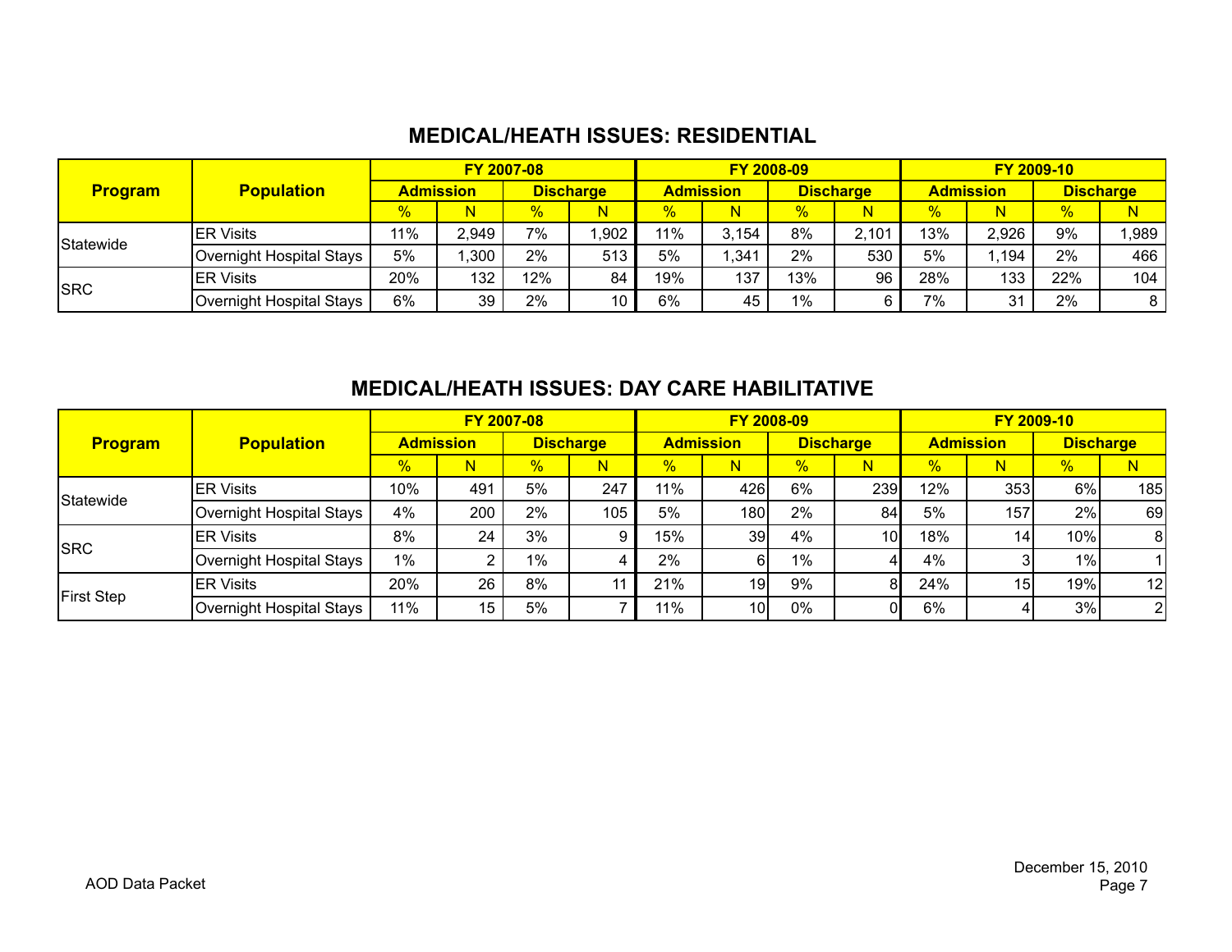## MEDICAL/HEATH ISSUES: RESIDENTIAL

| Program | Population | FY 2007-08 | | | | FY 2008-09 | | | | FY 2009-10 | | | |
|---|---|---|---|---|---|---|---|---|---|---|---|---|---|
| | | Admission | | Discharge | | Admission | | Discharge | | Admission | | Discharge | |
| | | % | N | % | N | % | N | % | N | % | N | % | N |
| Statewide | ER Visits | 11% | 2,949 | 7% | 1,902 | 11% | 3,154 | 8% | 2,101 | 13% | 2,926 | 9% | 1,989 |
| | Overnight Hospital Stays | 5% | 1,300 | 2% | 513 | 5% | 1,341 | 2% | 530 | 5% | 1,194 | 2% | 466 |
| SRC | ER Visits | 20% | 132 | 12% | 84 | 19% | 137 | 13% | 96 | 28% | 133 | 22% | 104 |
| | Overnight Hospital Stays | 6% | 39 | 2% | 10 | 6% | 45 | 1% | 6 | 7% | 31 | 2% | 8 |

## MEDICAL/HEATH ISSUES: DAY CARE HABILITATIVE

| Program | Population | FY 2007-08 | | | | FY 2008-09 | | | | FY 2009-10 | | | |
|---|---|---|---|---|---|---|---|---|---|---|---|---|---|
| | | Admission | | Discharge | | Admission | | Discharge | | Admission | | Discharge | |
| | | % | N | % | N | % | N | % | N | % | N | % | N |
| Statewide | ER Visits | 10% | 491 | 5% | 247 | 11% | 426 | 6% | 239 | 12% | 353 | 6% | 185 |
| | Overnight Hospital Stays | 4% | 200 | 2% | 105 | 5% | 180 | 2% | 84 | 5% | 157 | 2% | 69 |
| SRC | ER Visits | 8% | 24 | 3% | 9 | 15% | 39 | 4% | 10 | 18% | 14 | 10% | 8 |
| | Overnight Hospital Stays | 1% | 2 | 1% | 4 | 2% | 6 | 1% | 4 | 4% | 3 | 1% | 1 |
| First Step | ER Visits | 20% | 26 | 8% | 11 | 21% | 19 | 9% | 8 | 24% | 15 | 19% | 12 |
| | Overnight Hospital Stays | 11% | 15 | 5% | 7 | 11% | 10 | 0% | 0 | 6% | 4 | 3% | 2 |

AOD Data Packet

December 15, 2010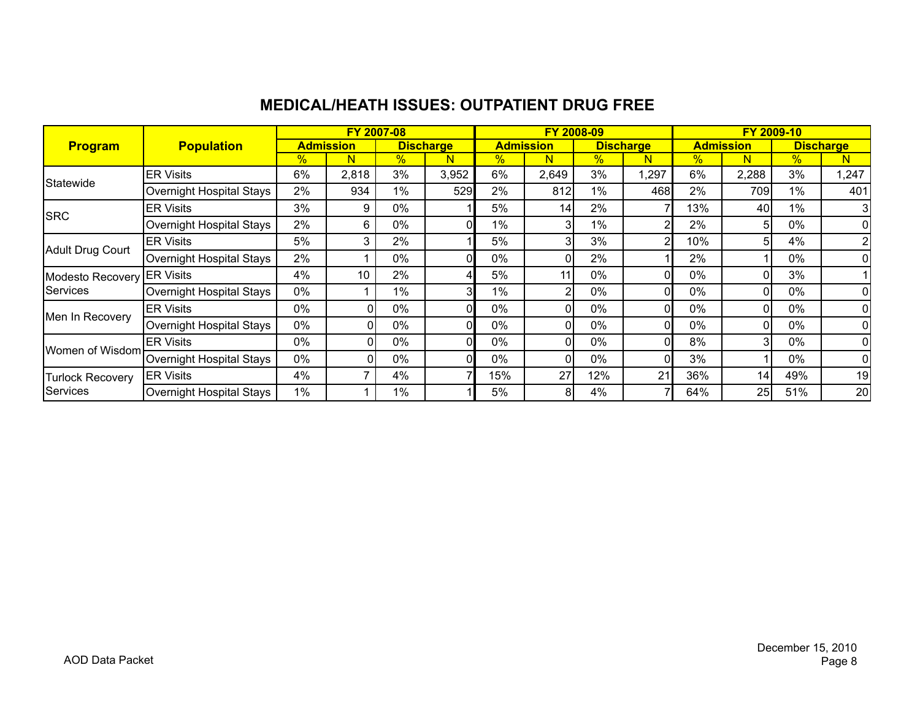## MEDICAL/HEATH ISSUES: OUTPATIENT DRUG FREE

| Program | Population | FY 2007-08 | | | | FY 2008-09 | | | | FY 2009-10 | | | |
|---|---|---|---|---|---|---|---|---|---|---|---|---|---|
| | | Admission | | Discharge | | Admission | | Discharge | | Admission | | Discharge | |
| | | % | N | % | N | % | N | % | N | % | N | % | N |
| Statewide | ER Visits | 6% | 2,818 | 3% | 3,952 | 6% | 2,649 | 3% | 1,297 | 6% | 2,288 | 3% | 1,247 |
| | Overnight Hospital Stays | 2% | 934 | 1% | 529 | 2% | 812 | 1% | 468 | 2% | 709 | 1% | 401 |
| SRC | ER Visits | 3% | 9 | 0% | 1 | 5% | 14 | 2% | 7 | 13% | 40 | 1% | 3 |
| | Overnight Hospital Stays | 2% | 6 | 0% | 0 | 1% | 3 | 1% | 2 | 2% | 5 | 0% | 0 |
| Adult Drug Court | ER Visits | 5% | 3 | 2% | 1 | 5% | 3 | 3% | 2 | 10% | 5 | 4% | 2 |
| | Overnight Hospital Stays | 2% | 1 | 0% | 0 | 0% | 0 | 2% | 1 | 2% | 1 | 0% | 0 |
| Modesto Recovery Services | ER Visits | 4% | 10 | 2% | 4 | 5% | 11 | 0% | 0 | 0% | 0 | 3% | 1 |
| | Overnight Hospital Stays | 0% | 1 | 1% | 3 | 1% | 2 | 0% | 0 | 0% | 0 | 0% | 0 |
| Men In Recovery | ER Visits | 0% | 0 | 0% | 0 | 0% | 0 | 0% | 0 | 0% | 0 | 0% | 0 |
| | Overnight Hospital Stays | 0% | 0 | 0% | 0 | 0% | 0 | 0% | 0 | 0% | 0 | 0% | 0 |
| Women of Wisdom | ER Visits | 0% | 0 | 0% | 0 | 0% | 0 | 0% | 0 | 8% | 3 | 0% | 0 |
| | Overnight Hospital Stays | 0% | 0 | 0% | 0 | 0% | 0 | 0% | 0 | 3% | 1 | 0% | 0 |
| Turlock Recovery Services | ER Visits | 4% | 7 | 4% | 7 | 15% | 27 | 12% | 21 | 36% | 14 | 49% | 19 |
| | Overnight Hospital Stays | 1% | 1 | 1% | 1 | 5% | 8 | 4% | 7 | 64% | 25 | 51% | 20 |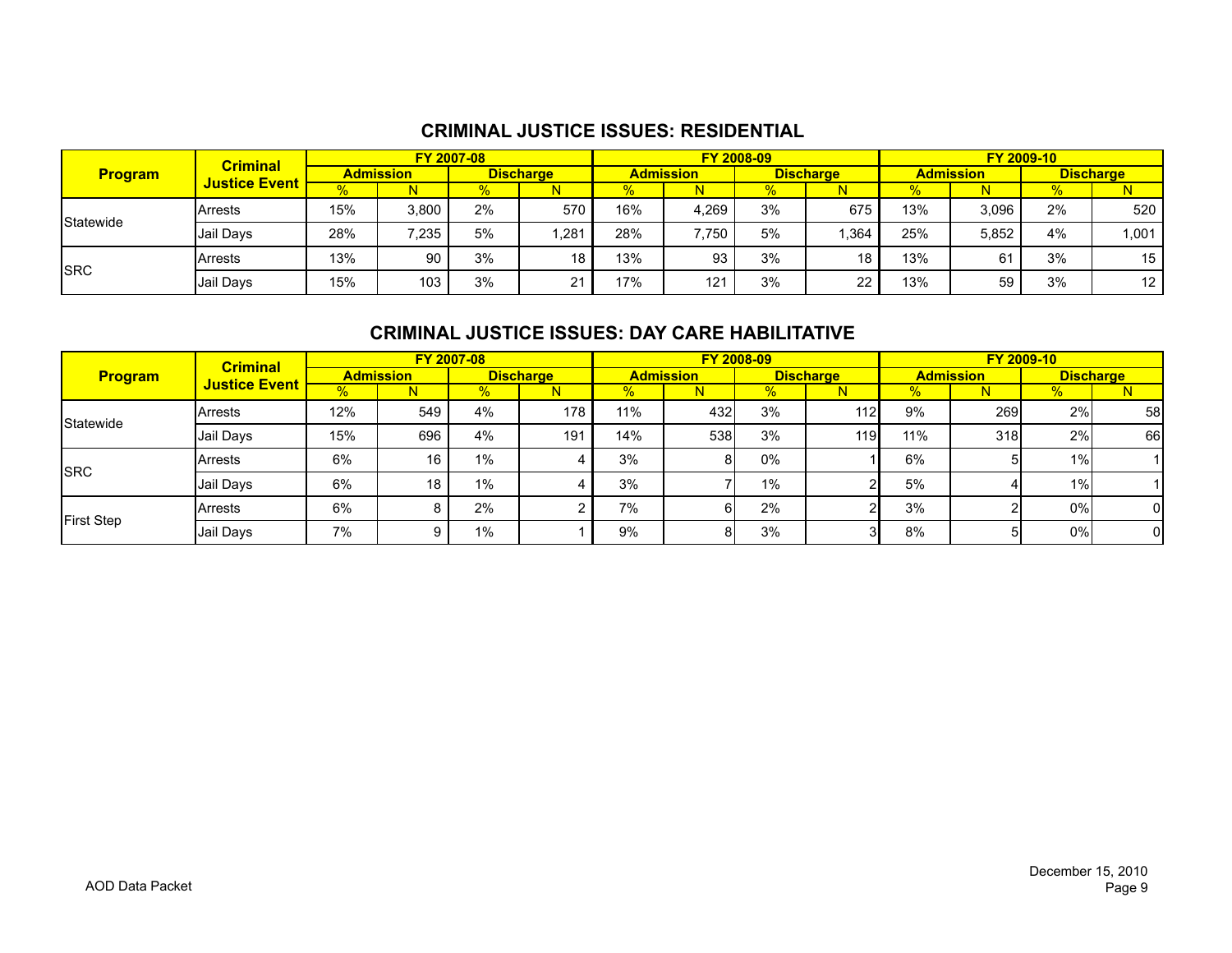## CRIMINAL JUSTICE ISSUES: RESIDENTIAL

| Program | Criminal Justice Event | FY 2007-08 | | | | FY 2008-09 | | | | FY 2009-10 | | | |
|---|---|---|---|---|---|---|---|---|---|---|---|---|---|
| | | Admission | | Discharge | | Admission | | Discharge | | Admission | | Discharge | |
| | | % | N | % | N | % | N | % | N | % | N | % | N |
| Statewide | Arrests | 15% | 3,800 | 2% | 570 | 16% | 4,269 | 3% | 675 | 13% | 3,096 | 2% | 520 |
| | Jail Days | 28% | 7,235 | 5% | 1,281 | 28% | 7,750 | 5% | 1,364 | 25% | 5,852 | 4% | 1,001 |
| SRC | Arrests | 13% | 90 | 3% | 18 | 13% | 93 | 3% | 18 | 13% | 61 | 3% | 15 |
| | Jail Days | 15% | 103 | 3% | 21 | 17% | 121 | 3% | 22 | 13% | 59 | 3% | 12 |

## CRIMINAL JUSTICE ISSUES: DAY CARE HABILITATIVE

| Program | Criminal Justice Event | FY 2007-08 | | | | FY 2008-09 | | | | FY 2009-10 | | | |
|---|---|---|---|---|---|---|---|---|---|---|---|---|---|
| | | Admission | | Discharge | | Admission | | Discharge | | Admission | | Discharge | |
| | | % | N | % | N | % | N | % | N | % | N | % | N |
| Statewide | Arrests | 12% | 549 | 4% | 178 | 11% | 432 | 3% | 112 | 9% | 269 | 2% | 58 |
| | Jail Days | 15% | 696 | 4% | 191 | 14% | 538 | 3% | 119 | 11% | 318 | 2% | 66 |
| SRC | Arrests | 6% | 16 | 1% | 4 | 3% | 8 | 0% | 1 | 6% | 5 | 1% | 1 |
| | Jail Days | 6% | 18 | 1% | 4 | 3% | 7 | 1% | 2 | 5% | 4 | 1% | 1 |
| First Step | Arrests | 6% | 8 | 2% | 2 | 7% | 6 | 2% | 2 | 3% | 2 | 0% | 0 |
| | Jail Days | 7% | 9 | 1% | 1 | 9% | 8 | 3% | 3 | 8% | 5 | 0% | 0 |

AOD Data Packet

December 15, 2010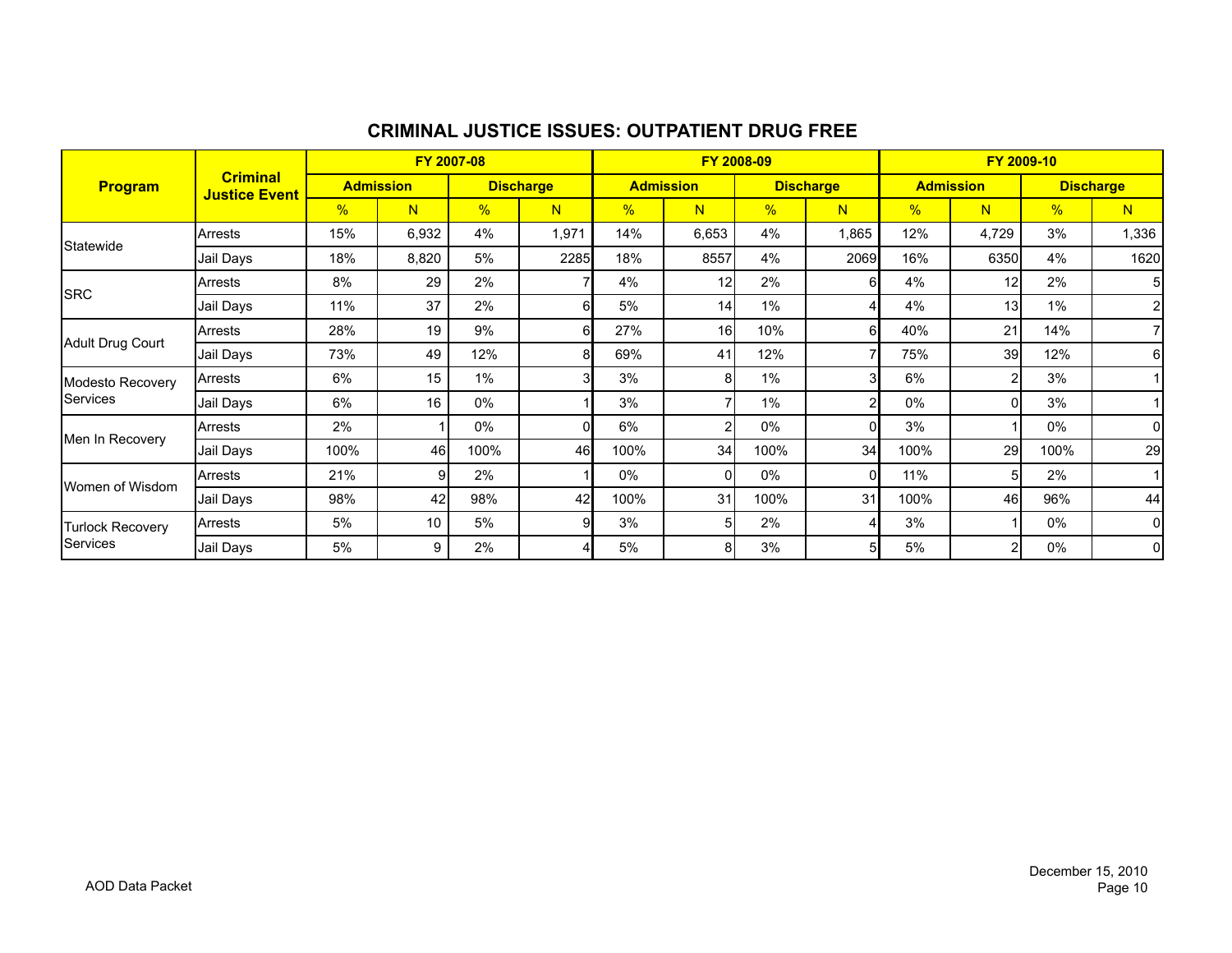# CRIMINAL JUSTICE ISSUES: OUTPATIENT DRUG FREE

| Program | Criminal Justice Event | FY 2007-08 | | | | FY 2008-09 | | | | FY 2009-10 | | | |
|---|---|---|---|---|---|---|---|---|---|---|---|---|---|
| | | Admission | | Discharge | | Admission | | Discharge | | Admission | | Discharge | |
| | | % | N | % | N | % | N | % | N | % | N | % | N |
| Statewide | Arrests | 15% | 6,932 | 4% | 1,971 | 14% | 6,653 | 4% | 1,865 | 12% | 4,729 | 3% | 1,336 |
| | Jail Days | 18% | 8,820 | 5% | 2285 | 18% | 8557 | 4% | 2069 | 16% | 6350 | 4% | 1620 |
| SRC | Arrests | 8% | 29 | 2% | 7 | 4% | 12 | 2% | 6 | 4% | 12 | 2% | 5 |
| | Jail Days | 11% | 37 | 2% | 6 | 5% | 14 | 1% | 4 | 4% | 13 | 1% | 2 |
| Adult Drug Court | Arrests | 28% | 19 | 9% | 6 | 27% | 16 | 10% | 6 | 40% | 21 | 14% | 7 |
| | Jail Days | 73% | 49 | 12% | 8 | 69% | 41 | 12% | 7 | 75% | 39 | 12% | 6 |
| Modesto Recovery Services | Arrests | 6% | 15 | 1% | 3 | 3% | 8 | 1% | 3 | 6% | 2 | 3% | 1 |
| | Jail Days | 6% | 16 | 0% | 1 | 3% | 7 | 1% | 2 | 0% | 0 | 3% | 1 |
| Men In Recovery | Arrests | 2% | 1 | 0% | 0 | 6% | 2 | 0% | 0 | 3% | 1 | 0% | 0 |
| | Jail Days | 100% | 46 | 100% | 46 | 100% | 34 | 100% | 34 | 100% | 29 | 100% | 29 |
| Women of Wisdom | Arrests | 21% | 9 | 2% | 1 | 0% | 0 | 0% | 0 | 11% | 5 | 2% | 1 |
| | Jail Days | 98% | 42 | 98% | 42 | 100% | 31 | 100% | 31 | 100% | 46 | 96% | 44 |
| Turlock Recovery Services | Arrests | 5% | 10 | 5% | 9 | 3% | 5 | 2% | 4 | 3% | 1 | 0% | 0 |
| | Jail Days | 5% | 9 | 2% | 4 | 5% | 8 | 3% | 5 | 5% | 2 | 0% | 0 |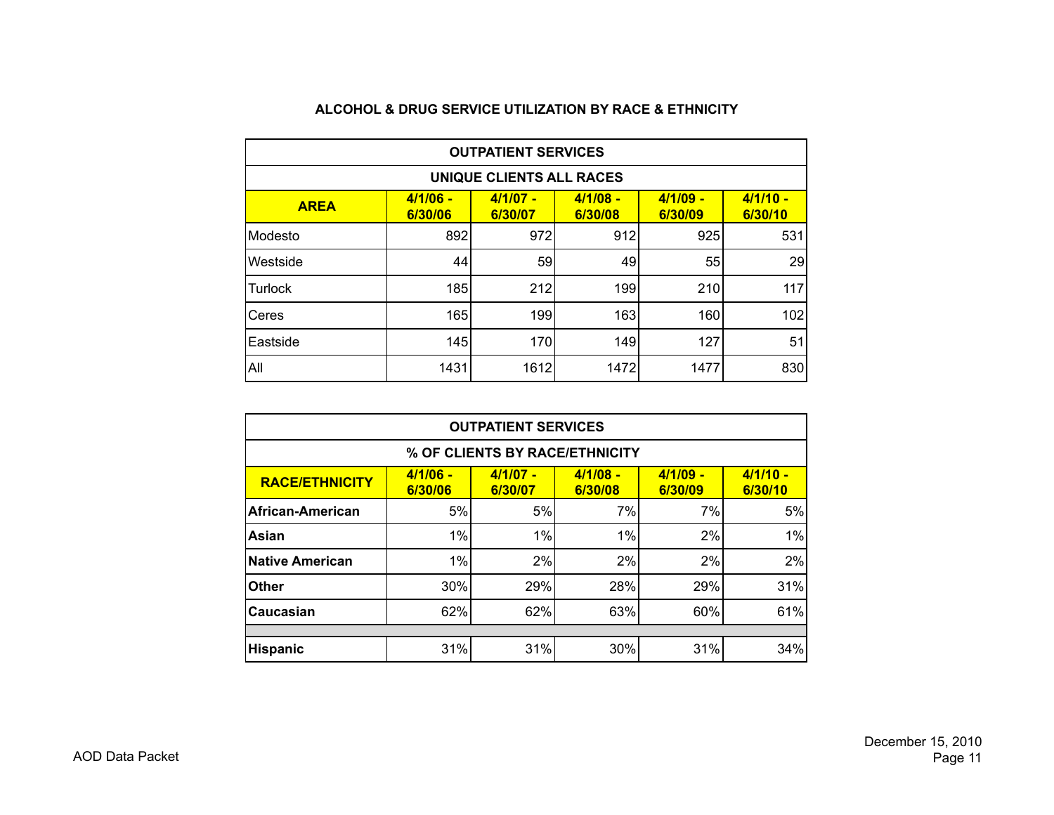## ALCOHOL & DRUG SERVICE UTILIZATION BY RACE & ETHNICITY

| OUTPATIENT SERVICES | | | | | |
|---|---|---|---|---|---|
| UNIQUE CLIENTS ALL RACES | | | | | |
| **AREA** | **4/1/06 - 6/30/06** | **4/1/07 - 6/30/07** | **4/1/08 - 6/30/08** | **4/1/09 - 6/30/09** | **4/1/10 - 6/30/10** |
| Modesto | 892 | 972 | 912 | 925 | 531 |
| Westside | 44 | 59 | 49 | 55 | 29 |
| Turlock | 185 | 212 | 199 | 210 | 117 |
| Ceres | 165 | 199 | 163 | 160 | 102 |
| Eastside | 145 | 170 | 149 | 127 | 51 |
| All | 1431 | 1612 | 1472 | 1477 | 830 |

| OUTPATIENT SERVICES | | | | | |
|---|---|---|---|---|---|
| % OF CLIENTS BY RACE/ETHNICITY | | | | | |
| **RACE/ETHNICITY** | **4/1/06 - 6/30/06** | **4/1/07 - 6/30/07** | **4/1/08 - 6/30/08** | **4/1/09 - 6/30/09** | **4/1/10 - 6/30/10** |
| **African-American** | 5% | 5% | 7% | 7% | 5% |
| **Asian** | 1% | 1% | 1% | 2% | 1% |
| **Native American** | 1% | 2% | 2% | 2% | 2% |
| **Other** | 30% | 29% | 28% | 29% | 31% |
| **Caucasian** | 62% | 62% | 63% | 60% | 61% |
| | | | | | |
| **Hispanic** | 31% | 31% | 30% | 31% | 34% |

AOD Data Packet

December 15, 2010